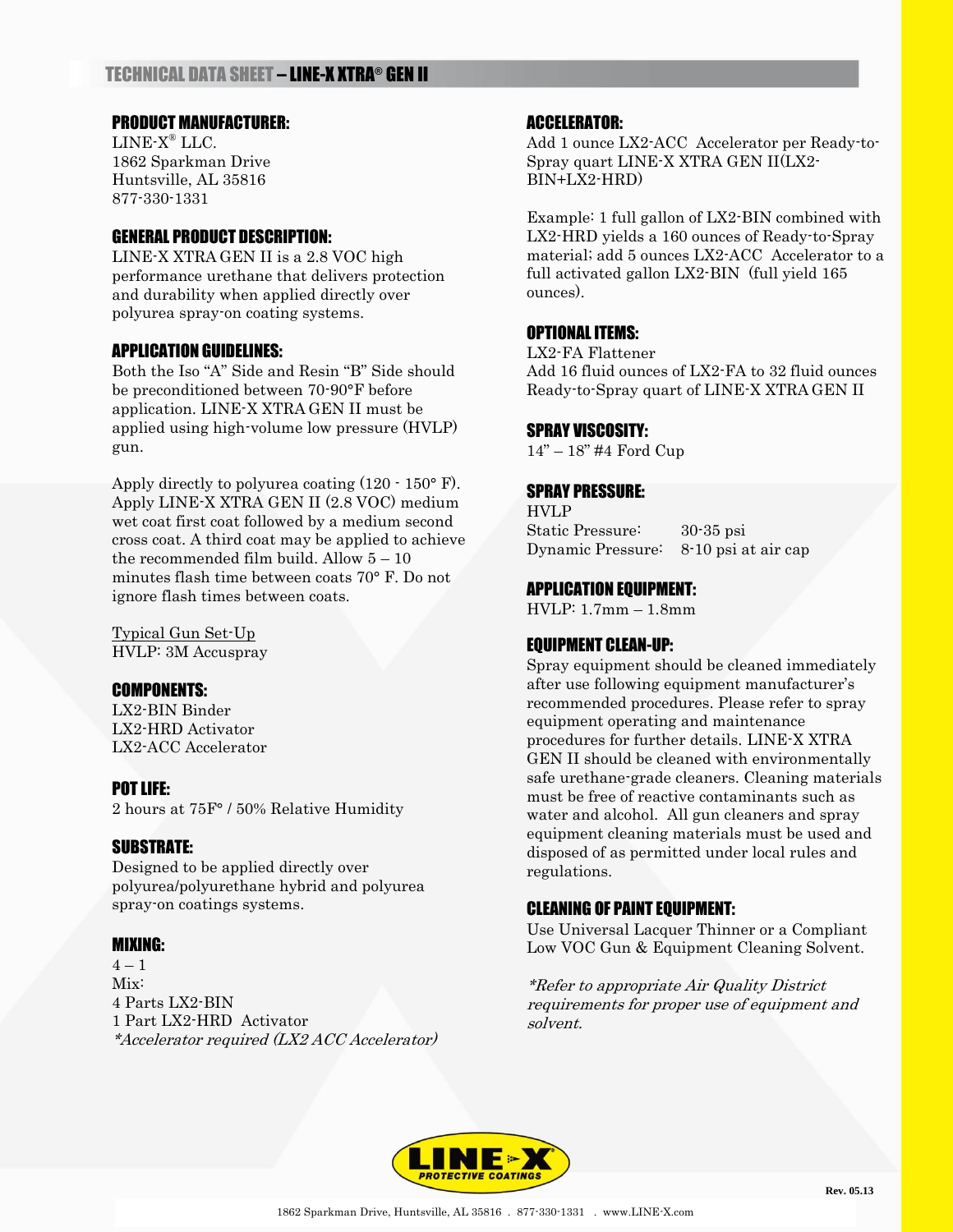# TECHNICAL DATA SHEET – LINE-X XTRA® GEN II

## PRODUCT MANUFACTURER:

LINE-X® LLC.
1862 Sparkman Drive
Huntsville, AL 35816
877-330-1331

## GENERAL PRODUCT DESCRIPTION:

LINE-X XTRA GEN II is a 2.8 VOC high performance urethane that delivers protection and durability when applied directly over polyurea spray-on coating systems.

## APPLICATION GUIDELINES:

Both the Iso "A" Side and Resin "B" Side should be preconditioned between 70-90°F before application. LINE-X XTRA GEN II must be applied using high-volume low pressure (HVLP) gun.

Apply directly to polyurea coating (120 - 150° F). Apply LINE-X XTRA GEN II (2.8 VOC) medium wet coat first coat followed by a medium second cross coat. A third coat may be applied to achieve the recommended film build. Allow 5 – 10 minutes flash time between coats 70° F. Do not ignore flash times between coats.

Typical Gun Set-Up
HVLP: 3M Accuspray

## COMPONENTS:

LX2-BIN Binder
LX2-HRD Activator
LX2-ACC Accelerator

## POT LIFE:

2 hours at 75F° / 50% Relative Humidity

## SUBSTRATE:

Designed to be applied directly over polyurea/polyurethane hybrid and polyurea spray-on coatings systems.

## MIXING:

4 – 1
Mix:
4 Parts LX2-BIN
1 Part LX2-HRD Activator
*\*Accelerator required (LX2 ACC Accelerator)*

## ACCELERATOR:

Add 1 ounce LX2-ACC Accelerator per Ready-to-Spray quart LINE-X XTRA GEN II(LX2-BIN+LX2-HRD)

Example: 1 full gallon of LX2-BIN combined with LX2-HRD yields a 160 ounces of Ready-to-Spray material; add 5 ounces LX2-ACC Accelerator to a full activated gallon LX2-BIN (full yield 165 ounces).

## OPTIONAL ITEMS:

LX2-FA Flattener
Add 16 fluid ounces of LX2-FA to 32 fluid ounces Ready-to-Spray quart of LINE-X XTRA GEN II

## SPRAY VISCOSITY:

14" – 18" #4 Ford Cup

## SPRAY PRESSURE:

HVLP
Static Pressure: 30-35 psi
Dynamic Pressure: 8-10 psi at air cap

## APPLICATION EQUIPMENT:

HVLP: 1.7mm – 1.8mm

## EQUIPMENT CLEAN-UP:

Spray equipment should be cleaned immediately after use following equipment manufacturer's recommended procedures. Please refer to spray equipment operating and maintenance procedures for further details. LINE-X XTRA GEN II should be cleaned with environmentally safe urethane-grade cleaners. Cleaning materials must be free of reactive contaminants such as water and alcohol. All gun cleaners and spray equipment cleaning materials must be used and disposed of as permitted under local rules and regulations.

## CLEANING OF PAINT EQUIPMENT:

Use Universal Lacquer Thinner or a Compliant Low VOC Gun & Equipment Cleaning Solvent.

*\*Refer to appropriate Air Quality District requirements for proper use of equipment and solvent.*

Rev. 05.13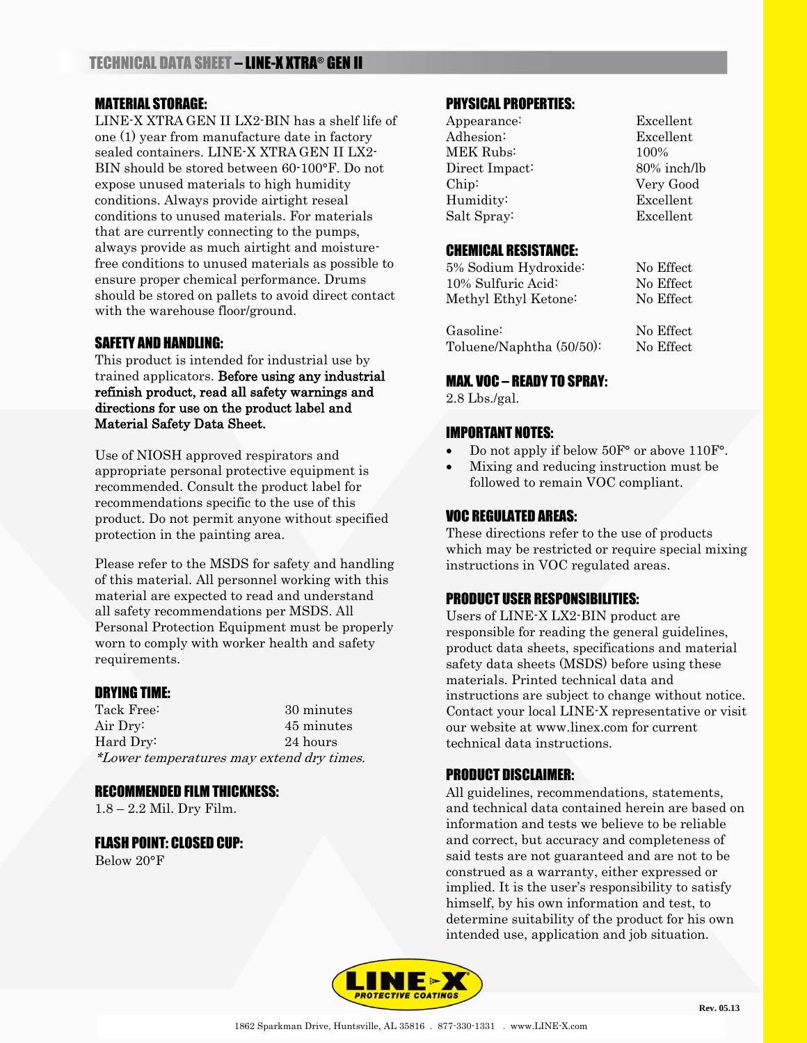# TECHNICAL DATA SHEET – LINE-X XTRA® GEN II

## MATERIAL STORAGE:

LINE-X XTRA GEN II LX2-BIN has a shelf life of one (1) year from manufacture date in factory sealed containers. LINE-X XTRA GEN II LX2-BIN should be stored between 60-100°F. Do not expose unused materials to high humidity conditions. Always provide airtight reseal conditions to unused materials. For materials that are currently connecting to the pumps, always provide as much airtight and moisture-free conditions to unused materials as possible to ensure proper chemical performance. Drums should be stored on pallets to avoid direct contact with the warehouse floor/ground.

## SAFETY AND HANDLING:

This product is intended for industrial use by trained applicators. **Before using any industrial refinish product, read all safety warnings and directions for use on the product label and Material Safety Data Sheet.**

Use of NIOSH approved respirators and appropriate personal protective equipment is recommended. Consult the product label for recommendations specific to the use of this product. Do not permit anyone without specified protection in the painting area.

Please refer to the MSDS for safety and handling of this material. All personnel working with this material are expected to read and understand all safety recommendations per MSDS. All Personal Protection Equipment must be properly worn to comply with worker health and safety requirements.

## DRYING TIME:

| | |
|---|---|
| Tack Free: | 30 minutes |
| Air Dry: | 45 minutes |
| Hard Dry: | 24 hours |

*\*Lower temperatures may extend dry times.*

## RECOMMENDED FILM THICKNESS:

1.8 – 2.2 Mil. Dry Film.

## FLASH POINT: CLOSED CUP:

Below 20°F

## PHYSICAL PROPERTIES:

| | |
|---|---|
| Appearance: | Excellent |
| Adhesion: | Excellent |
| MEK Rubs: | 100% |
| Direct Impact: | 80% inch/lb |
| Chip: | Very Good |
| Humidity: | Excellent |
| Salt Spray: | Excellent |

## CHEMICAL RESISTANCE:

| | |
|---|---|
| 5% Sodium Hydroxide: | No Effect |
| 10% Sulfuric Acid: | No Effect |
| Methyl Ethyl Ketone: | No Effect |
| Gasoline: | No Effect |
| Toluene/Naphtha (50/50): | No Effect |

## MAX. VOC – READY TO SPRAY:

2.8 Lbs./gal.

## IMPORTANT NOTES:

- Do not apply if below 50F° or above 110F°.
- Mixing and reducing instruction must be followed to remain VOC compliant.

## VOC REGULATED AREAS:

These directions refer to the use of products which may be restricted or require special mixing instructions in VOC regulated areas.

## PRODUCT USER RESPONSIBILITIES:

Users of LINE-X LX2-BIN product are responsible for reading the general guidelines, product data sheets, specifications and material safety data sheets (MSDS) before using these materials. Printed technical data and instructions are subject to change without notice. Contact your local LINE-X representative or visit our website at www.linex.com for current technical data instructions.

## PRODUCT DISCLAIMER:

All guidelines, recommendations, statements, and technical data contained herein are based on information and tests we believe to be reliable and correct, but accuracy and completeness of said tests are not guaranteed and are not to be construed as a warranty, either expressed or implied. It is the user's responsibility to satisfy himself, by his own information and test, to determine suitability of the product for his own intended use, application and job situation.

LINE-X PROTECTIVE COATINGS

Rev. 05.13

1862 Sparkman Drive, Huntsville, AL 35816 . 877-330-1331 . www.LINE-X.com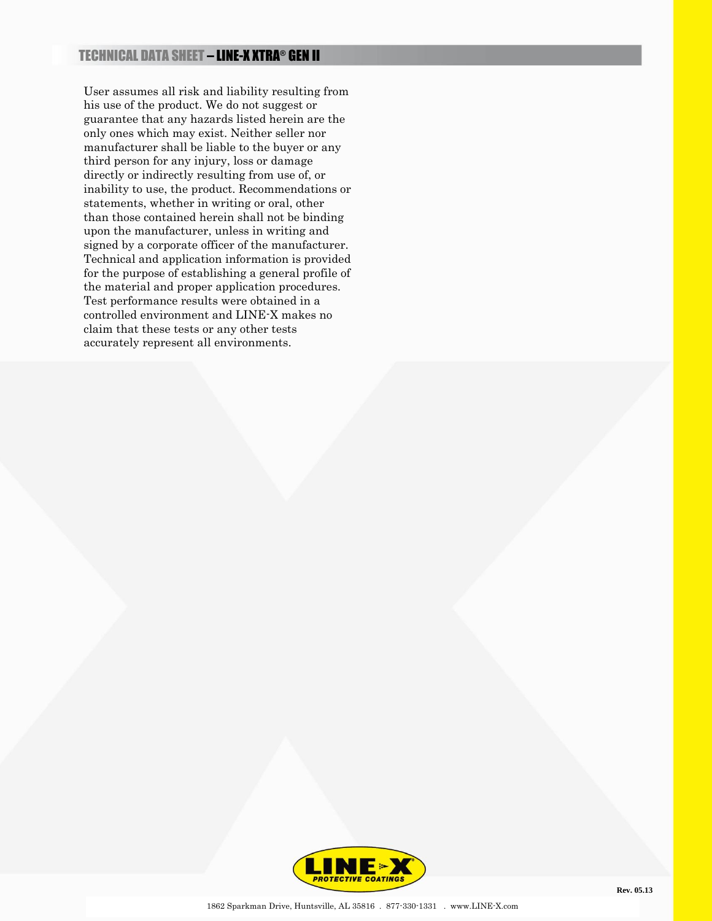User assumes all risk and liability resulting from his use of the product. We do not suggest or guarantee that any hazards listed herein are the only ones which may exist. Neither seller nor manufacturer shall be liable to the buyer or any third person for any injury, loss or damage directly or indirectly resulting from use of, or inability to use, the product. Recommendations or statements, whether in writing or oral, other than those contained herein shall not be binding upon the manufacturer, unless in writing and signed by a corporate officer of the manufacturer. Technical and application information is provided for the purpose of establishing a general profile of the material and proper application procedures. Test performance results were obtained in a controlled environment and LINE-X makes no claim that these tests or any other tests accurately represent all environments.